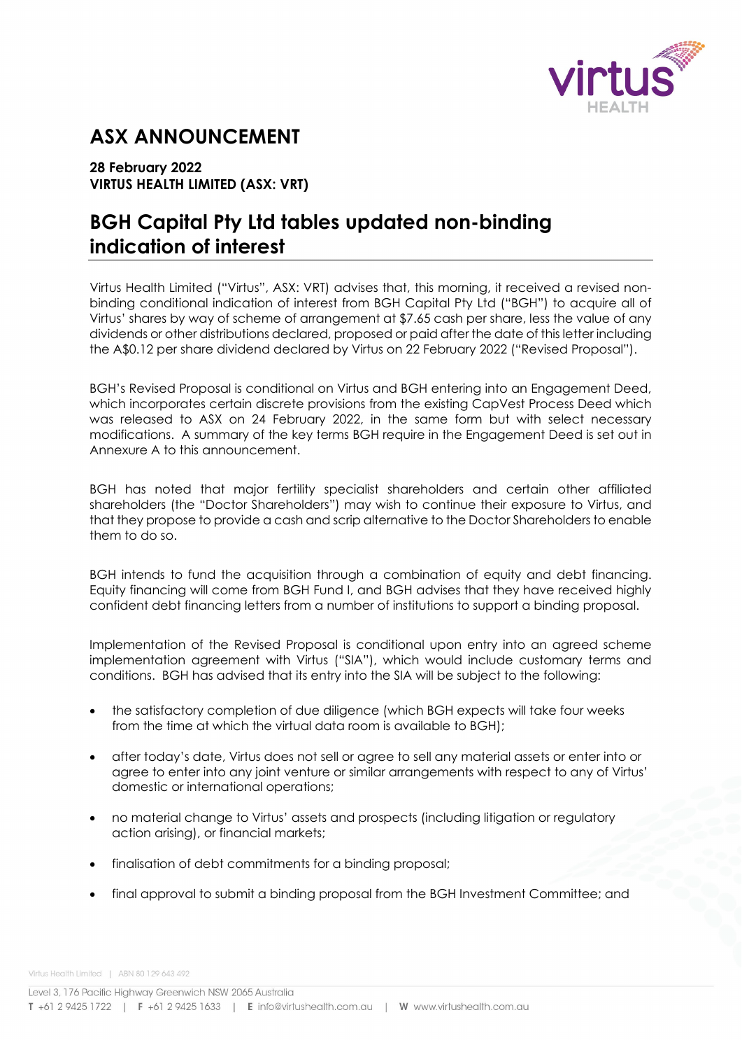# ASX ANNOUNCEMENT

**28 February 2022**
**VIRTUS HEALTH LIMITED (ASX: VRT)**

## BGH Capital Pty Ltd tables updated non-binding indication of interest

Virtus Health Limited ("Virtus", ASX: VRT) advises that, this morning, it received a revised non-binding conditional indication of interest from BGH Capital Pty Ltd ("BGH") to acquire all of Virtus' shares by way of scheme of arrangement at $7.65 cash per share, less the value of any dividends or other distributions declared, proposed or paid after the date of this letter including the A$0.12 per share dividend declared by Virtus on 22 February 2022 ("Revised Proposal").

BGH's Revised Proposal is conditional on Virtus and BGH entering into an Engagement Deed, which incorporates certain discrete provisions from the existing CapVest Process Deed which was released to ASX on 24 February 2022, in the same form but with select necessary modifications. A summary of the key terms BGH require in the Engagement Deed is set out in Annexure A to this announcement.

BGH has noted that major fertility specialist shareholders and certain other affiliated shareholders (the "Doctor Shareholders") may wish to continue their exposure to Virtus, and that they propose to provide a cash and scrip alternative to the Doctor Shareholders to enable them to do so.

BGH intends to fund the acquisition through a combination of equity and debt financing. Equity financing will come from BGH Fund I, and BGH advises that they have received highly confident debt financing letters from a number of institutions to support a binding proposal.

Implementation of the Revised Proposal is conditional upon entry into an agreed scheme implementation agreement with Virtus ("SIA"), which would include customary terms and conditions. BGH has advised that its entry into the SIA will be subject to the following:

- the satisfactory completion of due diligence (which BGH expects will take four weeks from the time at which the virtual data room is available to BGH);
- after today's date, Virtus does not sell or agree to sell any material assets or enter into or agree to enter into any joint venture or similar arrangements with respect to any of Virtus' domestic or international operations;
- no material change to Virtus' assets and prospects (including litigation or regulatory action arising), or financial markets;
- finalisation of debt commitments for a binding proposal;
- final approval to submit a binding proposal from the BGH Investment Committee; and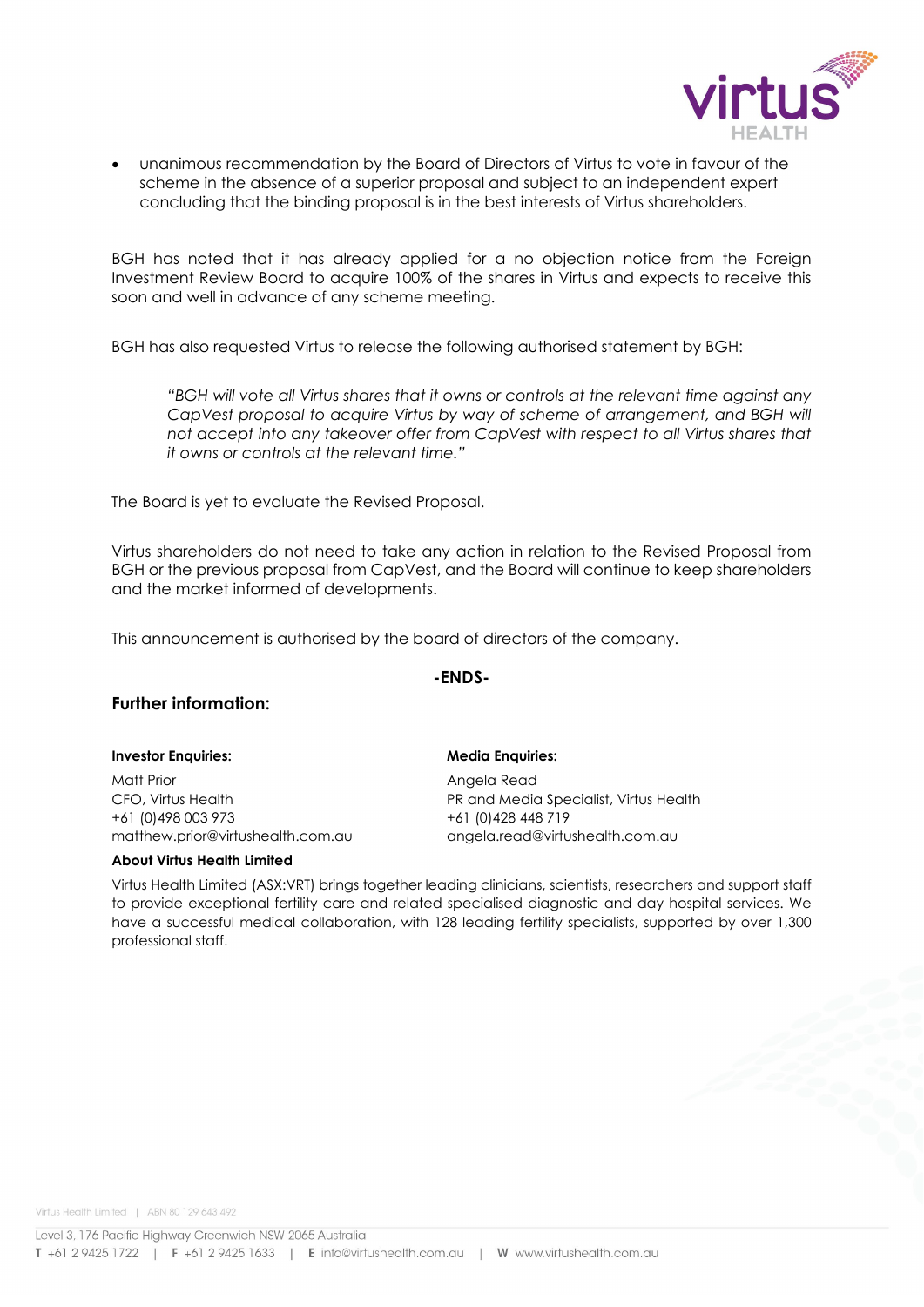- unanimous recommendation by the Board of Directors of Virtus to vote in favour of the scheme in the absence of a superior proposal and subject to an independent expert concluding that the binding proposal is in the best interests of Virtus shareholders.

BGH has noted that it has already applied for a no objection notice from the Foreign Investment Review Board to acquire 100% of the shares in Virtus and expects to receive this soon and well in advance of any scheme meeting.

BGH has also requested Virtus to release the following authorised statement by BGH:

> *"BGH will vote all Virtus shares that it owns or controls at the relevant time against any CapVest proposal to acquire Virtus by way of scheme of arrangement, and BGH will not accept into any takeover offer from CapVest with respect to all Virtus shares that it owns or controls at the relevant time."*

The Board is yet to evaluate the Revised Proposal.

Virtus shareholders do not need to take any action in relation to the Revised Proposal from BGH or the previous proposal from CapVest, and the Board will continue to keep shareholders and the market informed of developments.

This announcement is authorised by the board of directors of the company.

**-ENDS-**

## Further information:

**Investor Enquiries:**

Matt Prior
CFO, Virtus Health
+61 (0)498 003 973
matthew.prior@virtushealth.com.au

**Media Enquiries:**

Angela Read
PR and Media Specialist, Virtus Health
+61 (0)428 448 719
angela.read@virtushealth.com.au

**About Virtus Health Limited**

Virtus Health Limited (ASX:VRT) brings together leading clinicians, scientists, researchers and support staff to provide exceptional fertility care and related specialised diagnostic and day hospital services. We have a successful medical collaboration, with 128 leading fertility specialists, supported by over 1,300 professional staff.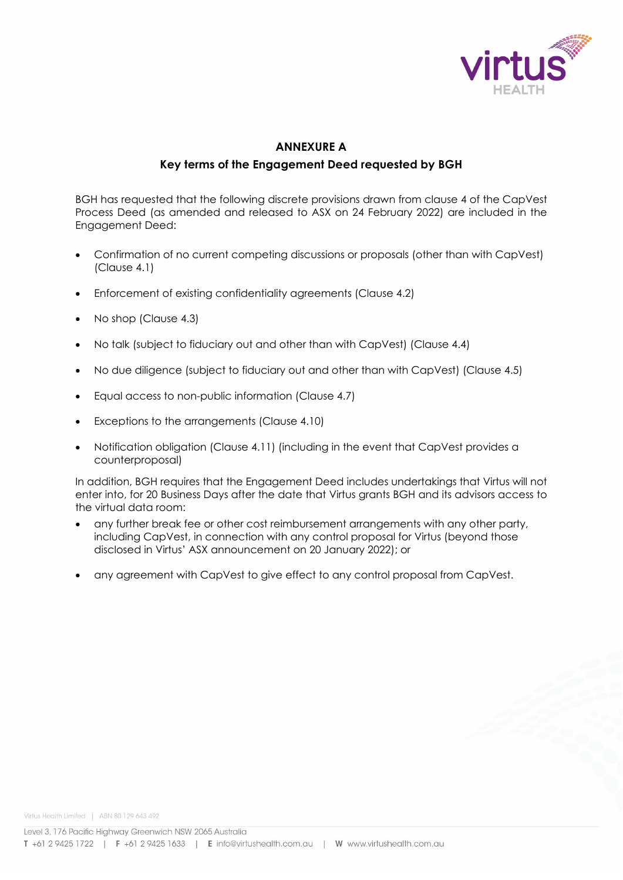## ANNEXURE A

### Key terms of the Engagement Deed requested by BGH

BGH has requested that the following discrete provisions drawn from clause 4 of the CapVest Process Deed (as amended and released to ASX on 24 February 2022) are included in the Engagement Deed:

- Confirmation of no current competing discussions or proposals (other than with CapVest) (Clause 4.1)
- Enforcement of existing confidentiality agreements (Clause 4.2)
- No shop (Clause 4.3)
- No talk (subject to fiduciary out and other than with CapVest) (Clause 4.4)
- No due diligence (subject to fiduciary out and other than with CapVest) (Clause 4.5)
- Equal access to non-public information (Clause 4.7)
- Exceptions to the arrangements (Clause 4.10)
- Notification obligation (Clause 4.11) (including in the event that CapVest provides a counterproposal)

In addition, BGH requires that the Engagement Deed includes undertakings that Virtus will not enter into, for 20 Business Days after the date that Virtus grants BGH and its advisors access to the virtual data room:

- any further break fee or other cost reimbursement arrangements with any other party, including CapVest, in connection with any control proposal for Virtus (beyond those disclosed in Virtus' ASX announcement on 20 January 2022); or
- any agreement with CapVest to give effect to any control proposal from CapVest.